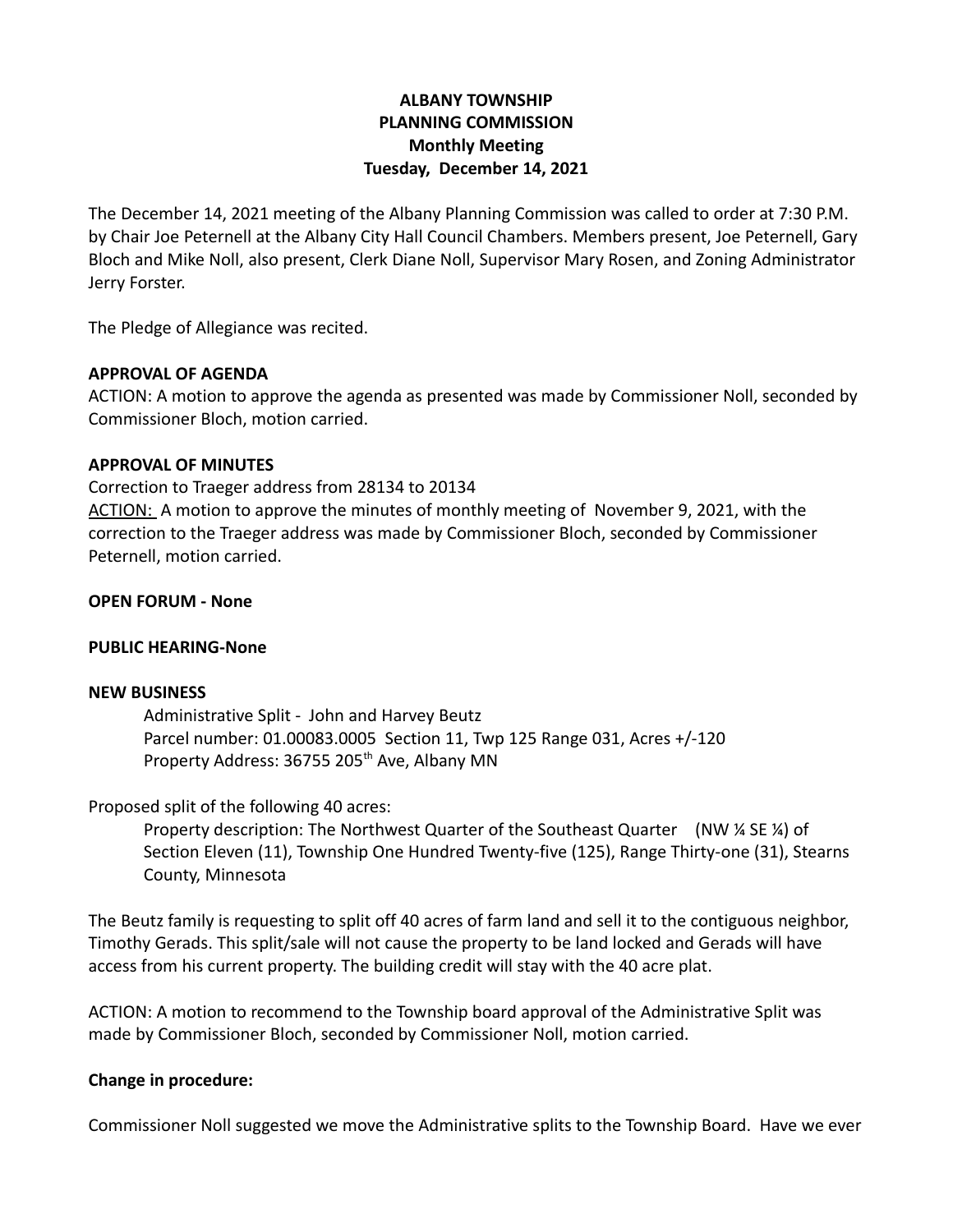**ALBANY TOWNSHIP**
**PLANNING COMMISSION**
**Monthly Meeting**
**Tuesday, December 14, 2021**

The December 14, 2021 meeting of the Albany Planning Commission was called to order at 7:30 P.M. by Chair Joe Peternell at the Albany City Hall Council Chambers. Members present, Joe Peternell, Gary Bloch and Mike Noll, also present, Clerk Diane Noll, Supervisor Mary Rosen, and Zoning Administrator Jerry Forster.

The Pledge of Allegiance was recited.

**APPROVAL OF AGENDA**

ACTION: A motion to approve the agenda as presented was made by Commissioner Noll, seconded by Commissioner Bloch, motion carried.

**APPROVAL OF MINUTES**

Correction to Traeger address from 28134 to 20134

ACTION: A motion to approve the minutes of monthly meeting of November 9, 2021, with the correction to the Traeger address was made by Commissioner Bloch, seconded by Commissioner Peternell, motion carried.

**OPEN FORUM - None**

**PUBLIC HEARING-None**

**NEW BUSINESS**

Administrative Split - John and Harvey Beutz
Parcel number: 01.00083.0005 Section 11, Twp 125 Range 031, Acres +/-120
Property Address: 36755 205th Ave, Albany MN

Proposed split of the following 40 acres:

Property description: The Northwest Quarter of the Southeast Quarter (NW ¼ SE ¼) of Section Eleven (11), Township One Hundred Twenty-five (125), Range Thirty-one (31), Stearns County, Minnesota

The Beutz family is requesting to split off 40 acres of farm land and sell it to the contiguous neighbor, Timothy Gerads. This split/sale will not cause the property to be land locked and Gerads will have access from his current property. The building credit will stay with the 40 acre plat.

ACTION: A motion to recommend to the Township board approval of the Administrative Split was made by Commissioner Bloch, seconded by Commissioner Noll, motion carried.

**Change in procedure:**

Commissioner Noll suggested we move the Administrative splits to the Township Board. Have we ever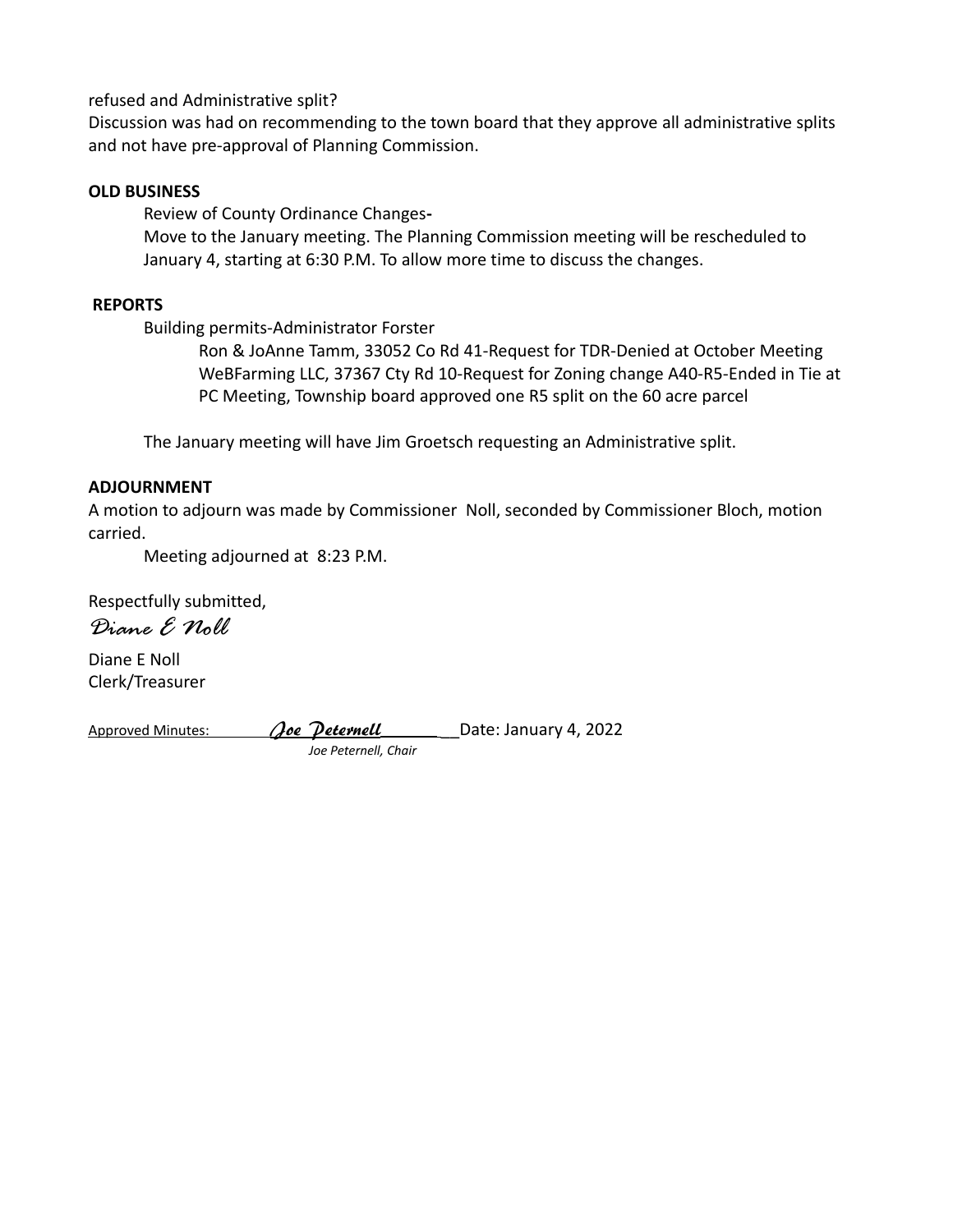refused and Administrative split?

Discussion was had on recommending to the town board that they approve all administrative splits and not have pre-approval of Planning Commission.

**OLD BUSINESS**

Review of County Ordinance Changes-

Move to the January meeting. The Planning Commission meeting will be rescheduled to January 4, starting at 6:30 P.M. To allow more time to discuss the changes.

**REPORTS**

Building permits-Administrator Forster

Ron & JoAnne Tamm, 33052 Co Rd 41-Request for TDR-Denied at October Meeting

WeBFarming LLC, 37367 Cty Rd 10-Request for Zoning change A40-R5-Ended in Tie at PC Meeting, Township board approved one R5 split on the 60 acre parcel

The January meeting will have Jim Groetsch requesting an Administrative split.

**ADJOURNMENT**

A motion to adjourn was made by Commissioner Noll, seconded by Commissioner Bloch, motion carried.

Meeting adjourned at 8:23 P.M.

Respectfully submitted,

*Diane E Noll*

Diane E Noll
Clerk/Treasurer

Approved Minutes: *Joe Peternell* Date: January 4, 2022

*Joe Peternell, Chair*